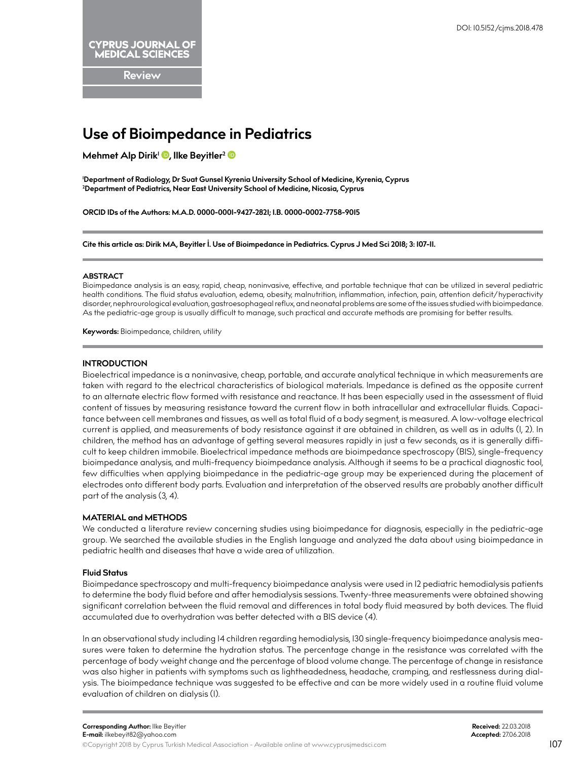DOI: 10.5152/cjms.2018.478

CYPRUS JOURNAL OF MEDICAL SCIENCES

Review

# Use of Bioimpedance in Pediatrics

**Mehmet Alp Dirik[1], Ilke Beyitler[2]**

[1]Department of Radiology, Dr Suat Gunsel Kyrenia University School of Medicine, Kyrenia, Cyprus
[2]Department of Pediatrics, Near East University School of Medicine, Nicosia, Cyprus

**ORCID IDs of the Authors: M.A.D. 0000-0001-9427-2821; I.B. 0000-0002-7758-9015**

**Cite this article as: Dirik MA, Beyitler İ. Use of Bioimpedance in Pediatrics. Cyprus J Med Sci 2018; 3: 107-11.**

## ABSTRACT

Bioimpedance analysis is an easy, rapid, cheap, noninvasive, effective, and portable technique that can be utilized in several pediatric health conditions. The fluid status evaluation, edema, obesity, malnutrition, inflammation, infection, pain, attention deficit/hyperactivity disorder, nephrourological evaluation, gastroesophageal reflux, and neonatal problems are some of the issues studied with bioimpedance. As the pediatric-age group is usually difficult to manage, such practical and accurate methods are promising for better results.

**Keywords:** Bioimpedance, children, utility

## INTRODUCTION

Bioelectrical impedance is a noninvasive, cheap, portable, and accurate analytical technique in which measurements are taken with regard to the electrical characteristics of biological materials. Impedance is defined as the opposite current to an alternate electric flow formed with resistance and reactance. It has been especially used in the assessment of fluid content of tissues by measuring resistance toward the current flow in both intracellular and extracellular fluids. Capacitance between cell membranes and tissues, as well as total fluid of a body segment, is measured. A low-voltage electrical current is applied, and measurements of body resistance against it are obtained in children, as well as in adults (1, 2). In children, the method has an advantage of getting several measures rapidly in just a few seconds, as it is generally difficult to keep children immobile. Bioelectrical impedance methods are bioimpedance spectroscopy (BIS), single-frequency bioimpedance analysis, and multi-frequency bioimpedance analysis. Although it seems to be a practical diagnostic tool, few difficulties when applying bioimpedance in the pediatric-age group may be experienced during the placement of electrodes onto different body parts. Evaluation and interpretation of the observed results are probably another difficult part of the analysis (3, 4).

## MATERIAL and METHODS

We conducted a literature review concerning studies using bioimpedance for diagnosis, especially in the pediatric-age group. We searched the available studies in the English language and analyzed the data about using bioimpedance in pediatric health and diseases that have a wide area of utilization.

### Fluid Status

Bioimpedance spectroscopy and multi-frequency bioimpedance analysis were used in 12 pediatric hemodialysis patients to determine the body fluid before and after hemodialysis sessions. Twenty-three measurements were obtained showing significant correlation between the fluid removal and differences in total body fluid measured by both devices. The fluid accumulated due to overhydration was better detected with a BIS device (4).

In an observational study including 14 children regarding hemodialysis, 130 single-frequency bioimpedance analysis measures were taken to determine the hydration status. The percentage change in the resistance was correlated with the percentage of body weight change and the percentage of blood volume change. The percentage of change in resistance was also higher in patients with symptoms such as lightheadedness, headache, cramping, and restlessness during dialysis. The bioimpedance technique was suggested to be effective and can be more widely used in a routine fluid volume evaluation of children on dialysis (1).

**Corresponding Author:** Ilke Beyitler
**E-mail:** ilkebeyit82@yahoo.com

**Received:** 22.03.2018
**Accepted:** 27.06.2018

©Copyright 2018 by Cyprus Turkish Medical Association - Available online at www.cyprusjmedsci.com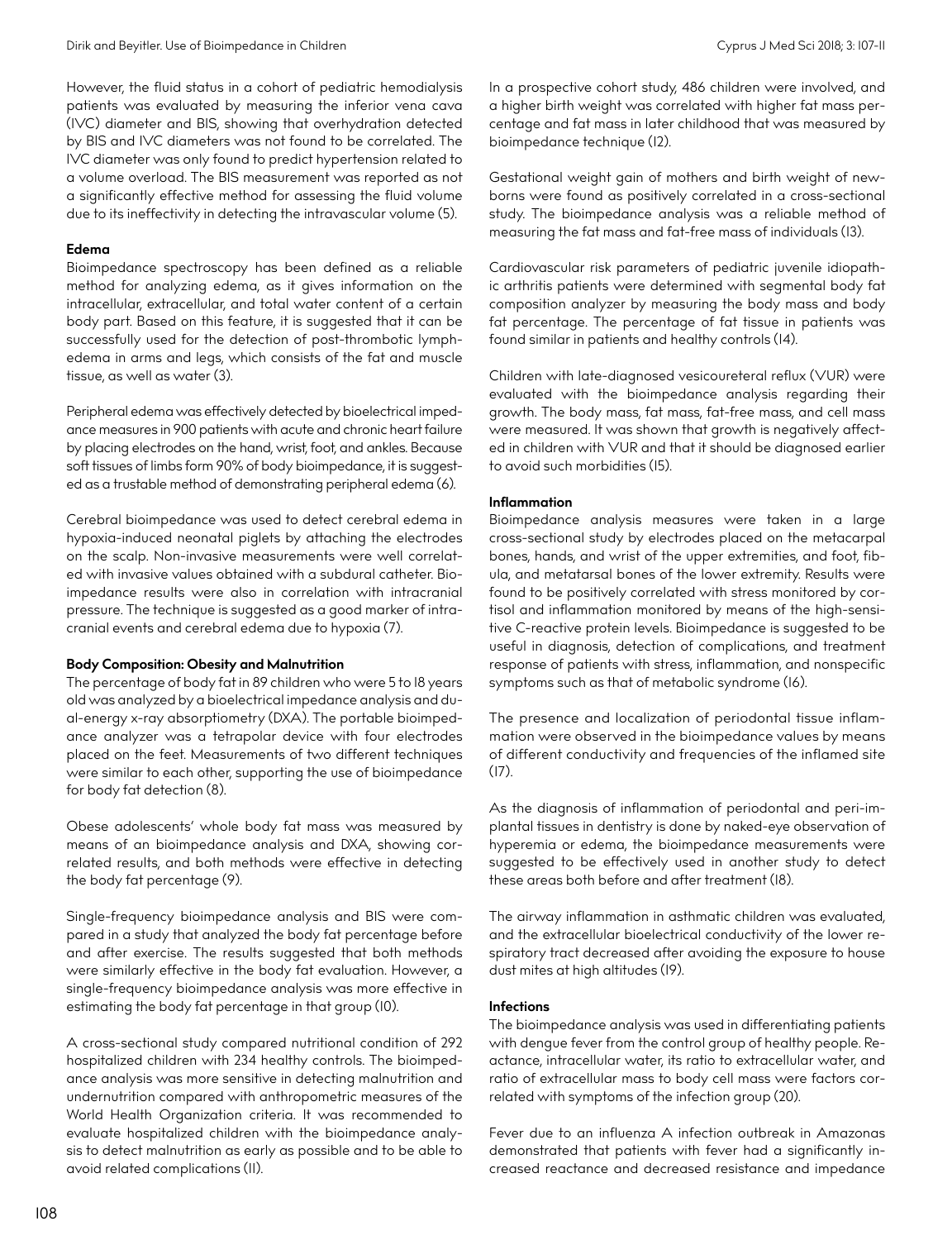However, the fluid status in a cohort of pediatric hemodialysis patients was evaluated by measuring the inferior vena cava (IVC) diameter and BIS, showing that overhydration detected by BIS and IVC diameters was not found to be correlated. The IVC diameter was only found to predict hypertension related to a volume overload. The BIS measurement was reported as not a significantly effective method for assessing the fluid volume due to its ineffectivity in detecting the intravascular volume (5).

**Edema**

Bioimpedance spectroscopy has been defined as a reliable method for analyzing edema, as it gives information on the intracellular, extracellular, and total water content of a certain body part. Based on this feature, it is suggested that it can be successfully used for the detection of post-thrombotic lymphedema in arms and legs, which consists of the fat and muscle tissue, as well as water (3).

Peripheral edema was effectively detected by bioelectrical impedance measures in 900 patients with acute and chronic heart failure by placing electrodes on the hand, wrist, foot, and ankles. Because soft tissues of limbs form 90% of body bioimpedance, it is suggested as a trustable method of demonstrating peripheral edema (6).

Cerebral bioimpedance was used to detect cerebral edema in hypoxia-induced neonatal piglets by attaching the electrodes on the scalp. Non-invasive measurements were well correlated with invasive values obtained with a subdural catheter. Bioimpedance results were also in correlation with intracranial pressure. The technique is suggested as a good marker of intracranial events and cerebral edema due to hypoxia (7).

**Body Composition: Obesity and Malnutrition**

The percentage of body fat in 89 children who were 5 to 18 years old was analyzed by a bioelectrical impedance analysis and dual-energy x-ray absorptiometry (DXA). The portable bioimpedance analyzer was a tetrapolar device with four electrodes placed on the feet. Measurements of two different techniques were similar to each other, supporting the use of bioimpedance for body fat detection (8).

Obese adolescents' whole body fat mass was measured by means of an bioimpedance analysis and DXA, showing correlated results, and both methods were effective in detecting the body fat percentage (9).

Single-frequency bioimpedance analysis and BIS were compared in a study that analyzed the body fat percentage before and after exercise. The results suggested that both methods were similarly effective in the body fat evaluation. However, a single-frequency bioimpedance analysis was more effective in estimating the body fat percentage in that group (10).

A cross-sectional study compared nutritional condition of 292 hospitalized children with 234 healthy controls. The bioimpedance analysis was more sensitive in detecting malnutrition and undernutrition compared with anthropometric measures of the World Health Organization criteria. It was recommended to evaluate hospitalized children with the bioimpedance analysis to detect malnutrition as early as possible and to be able to avoid related complications (11).

In a prospective cohort study, 486 children were involved, and a higher birth weight was correlated with higher fat mass percentage and fat mass in later childhood that was measured by bioimpedance technique (12).

Gestational weight gain of mothers and birth weight of newborns were found as positively correlated in a cross-sectional study. The bioimpedance analysis was a reliable method of measuring the fat mass and fat-free mass of individuals (13).

Cardiovascular risk parameters of pediatric juvenile idiopathic arthritis patients were determined with segmental body fat composition analyzer by measuring the body mass and body fat percentage. The percentage of fat tissue in patients was found similar in patients and healthy controls (14).

Children with late-diagnosed vesicoureteral reflux (VUR) were evaluated with the bioimpedance analysis regarding their growth. The body mass, fat mass, fat-free mass, and cell mass were measured. It was shown that growth is negatively affected in children with VUR and that it should be diagnosed earlier to avoid such morbidities (15).

**Inflammation**

Bioimpedance analysis measures were taken in a large cross-sectional study by electrodes placed on the metacarpal bones, hands, and wrist of the upper extremities, and foot, fibula, and metatarsal bones of the lower extremity. Results were found to be positively correlated with stress monitored by cortisol and inflammation monitored by means of the high-sensitive C-reactive protein levels. Bioimpedance is suggested to be useful in diagnosis, detection of complications, and treatment response of patients with stress, inflammation, and nonspecific symptoms such as that of metabolic syndrome (16).

The presence and localization of periodontal tissue inflammation were observed in the bioimpedance values by means of different conductivity and frequencies of the inflamed site (17).

As the diagnosis of inflammation of periodontal and peri-implantal tissues in dentistry is done by naked-eye observation of hyperemia or edema, the bioimpedance measurements were suggested to be effectively used in another study to detect these areas both before and after treatment (18).

The airway inflammation in asthmatic children was evaluated, and the extracellular bioelectrical conductivity of the lower respiratory tract decreased after avoiding the exposure to house dust mites at high altitudes (19).

**Infections**

The bioimpedance analysis was used in differentiating patients with dengue fever from the control group of healthy people. Reactance, intracellular water, its ratio to extracellular water, and ratio of extracellular mass to body cell mass were factors correlated with symptoms of the infection group (20).

Fever due to an influenza A infection outbreak in Amazonas demonstrated that patients with fever had a significantly increased reactance and decreased resistance and impedance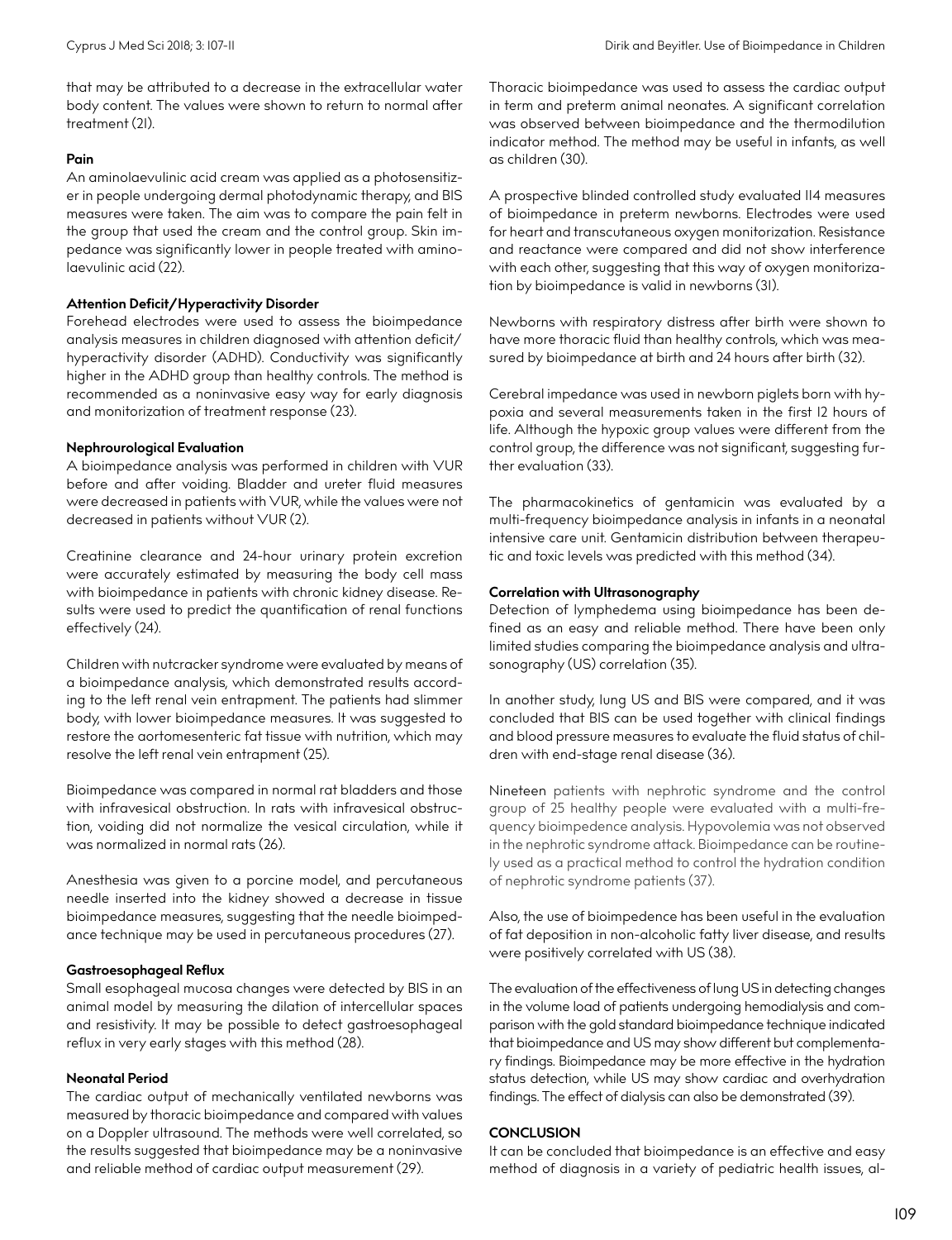that may be attributed to a decrease in the extracellular water body content. The values were shown to return to normal after treatment (21).

**Pain**

An aminolaevulinic acid cream was applied as a photosensitizer in people undergoing dermal photodynamic therapy, and BIS measures were taken. The aim was to compare the pain felt in the group that used the cream and the control group. Skin impedance was significantly lower in people treated with aminolaevulinic acid (22).

**Attention Deficit/Hyperactivity Disorder**

Forehead electrodes were used to assess the bioimpedance analysis measures in children diagnosed with attention deficit/hyperactivity disorder (ADHD). Conductivity was significantly higher in the ADHD group than healthy controls. The method is recommended as a noninvasive easy way for early diagnosis and monitorization of treatment response (23).

**Nephrourological Evaluation**

A bioimpedance analysis was performed in children with VUR before and after voiding. Bladder and ureter fluid measures were decreased in patients with VUR, while the values were not decreased in patients without VUR (2).

Creatinine clearance and 24-hour urinary protein excretion were accurately estimated by measuring the body cell mass with bioimpedance in patients with chronic kidney disease. Results were used to predict the quantification of renal functions effectively (24).

Children with nutcracker syndrome were evaluated by means of a bioimpedance analysis, which demonstrated results according to the left renal vein entrapment. The patients had slimmer body, with lower bioimpedance measures. It was suggested to restore the aortomesenteric fat tissue with nutrition, which may resolve the left renal vein entrapment (25).

Bioimpedance was compared in normal rat bladders and those with infravesical obstruction. In rats with infravesical obstruction, voiding did not normalize the vesical circulation, while it was normalized in normal rats (26).

Anesthesia was given to a porcine model, and percutaneous needle inserted into the kidney showed a decrease in tissue bioimpedance measures, suggesting that the needle bioimpedance technique may be used in percutaneous procedures (27).

**Gastroesophageal Reflux**

Small esophageal mucosa changes were detected by BIS in an animal model by measuring the dilation of intercellular spaces and resistivity. It may be possible to detect gastroesophageal reflux in very early stages with this method (28).

**Neonatal Period**

The cardiac output of mechanically ventilated newborns was measured by thoracic bioimpedance and compared with values on a Doppler ultrasound. The methods were well correlated, so the results suggested that bioimpedance may be a noninvasive and reliable method of cardiac output measurement (29).

Thoracic bioimpedance was used to assess the cardiac output in term and preterm animal neonates. A significant correlation was observed between bioimpedance and the thermodilution indicator method. The method may be useful in infants, as well as children (30).

A prospective blinded controlled study evaluated 114 measures of bioimpedance in preterm newborns. Electrodes were used for heart and transcutaneous oxygen monitorization. Resistance and reactance were compared and did not show interference with each other, suggesting that this way of oxygen monitorization by bioimpedance is valid in newborns (31).

Newborns with respiratory distress after birth were shown to have more thoracic fluid than healthy controls, which was measured by bioimpedance at birth and 24 hours after birth (32).

Cerebral impedance was used in newborn piglets born with hypoxia and several measurements taken in the first 12 hours of life. Although the hypoxic group values were different from the control group, the difference was not significant, suggesting further evaluation (33).

The pharmacokinetics of gentamicin was evaluated by a multi-frequency bioimpedance analysis in infants in a neonatal intensive care unit. Gentamicin distribution between therapeutic and toxic levels was predicted with this method (34).

**Correlation with Ultrasonography**

Detection of lymphedema using bioimpedance has been defined as an easy and reliable method. There have been only limited studies comparing the bioimpedance analysis and ultrasonography (US) correlation (35).

In another study, lung US and BIS were compared, and it was concluded that BIS can be used together with clinical findings and blood pressure measures to evaluate the fluid status of children with end-stage renal disease (36).

Nineteen patients with nephrotic syndrome and the control group of 25 healthy people were evaluated with a multi-frequency bioimpedence analysis. Hypovolemia was not observed in the nephrotic syndrome attack. Bioimpedance can be routinely used as a practical method to control the hydration condition of nephrotic syndrome patients (37).

Also, the use of bioimpedence has been useful in the evaluation of fat deposition in non-alcoholic fatty liver disease, and results were positively correlated with US (38).

The evaluation of the effectiveness of lung US in detecting changes in the volume load of patients undergoing hemodialysis and comparison with the gold standard bioimpedance technique indicated that bioimpedance and US may show different but complementary findings. Bioimpedance may be more effective in the hydration status detection, while US may show cardiac and overhydration findings. The effect of dialysis can also be demonstrated (39).

## CONCLUSION

It can be concluded that bioimpedance is an effective and easy method of diagnosis in a variety of pediatric health issues, al-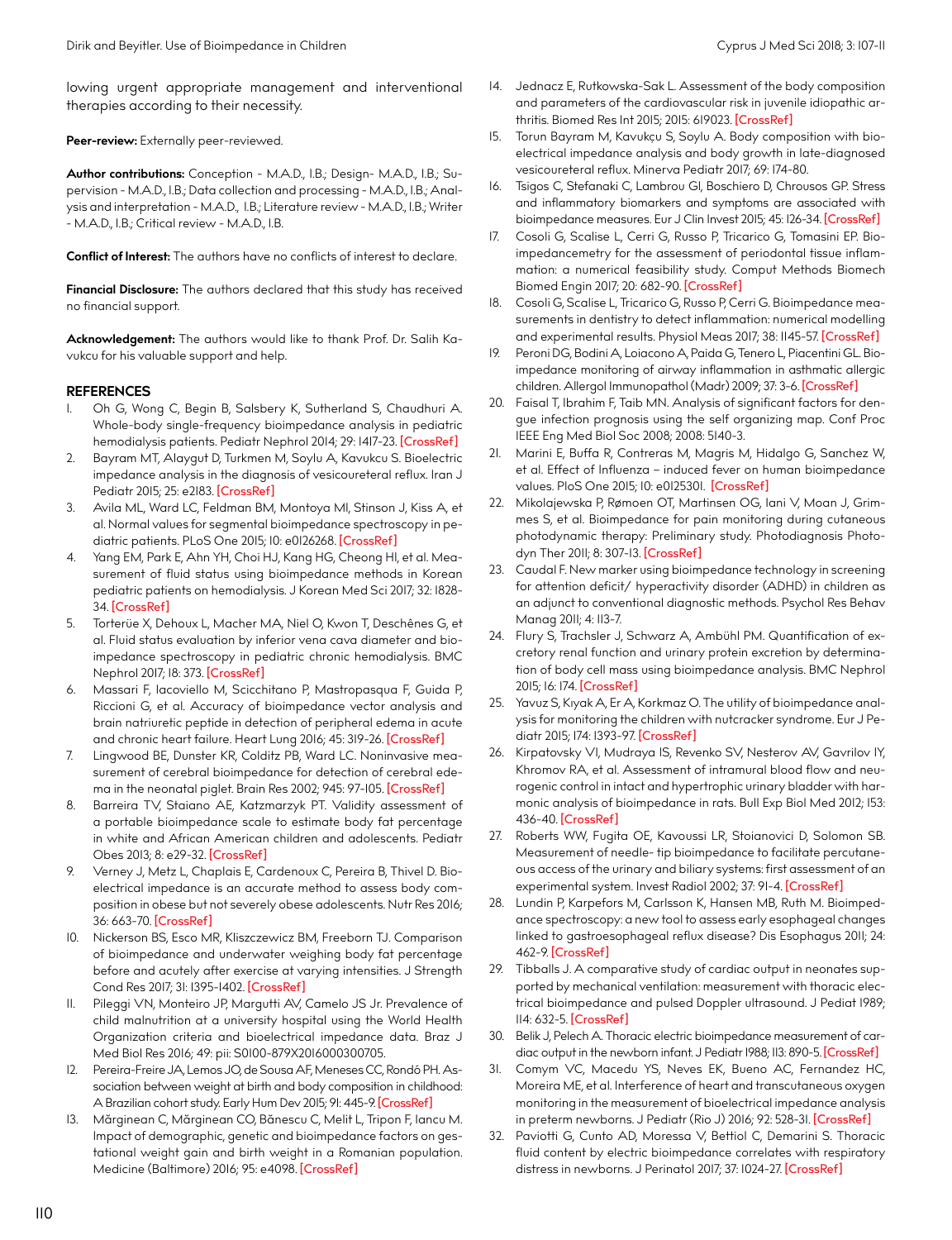lowing urgent appropriate management and interventional therapies according to their necessity.

**Peer-review:** Externally peer-reviewed.

**Author contributions:** Conception - M.A.D., I.B.; Design- M.A.D., I.B.; Supervision - M.A.D., I.B.; Data collection and processing - M.A.D., I.B.; Analysis and interpretation - M.A.D., I.B.; Literature review - M.A.D., I.B.; Writer - M.A.D., I.B.; Critical review - M.A.D., I.B.

**Conflict of Interest:** The authors have no conflicts of interest to declare.

**Financial Disclosure:** The authors declared that this study has received no financial support.

**Acknowledgement:** The authors would like to thank Prof. Dr. Salih Kavukcu for his valuable support and help.

## REFERENCES

1. Oh G, Wong C, Begin B, Salsbery K, Sutherland S, Chaudhuri A. Whole-body single-frequency bioimpedance analysis in pediatric hemodialysis patients. Pediatr Nephrol 2014; 29: 1417-23. [CrossRef]
2. Bayram MT, Alaygut D, Turkmen M, Soylu A, Kavukcu S. Bioelectric impedance analysis in the diagnosis of vesicoureteral reflux. Iran J Pediatr 2015; 25: e2183. [CrossRef]
3. Avila ML, Ward LC, Feldman BM, Montoya MI, Stinson J, Kiss A, et al. Normal values for segmental bioimpedance spectroscopy in pediatric patients. PLoS One 2015; 10: e0126268. [CrossRef]
4. Yang EM, Park E, Ahn YH, Choi HJ, Kang HG, Cheong HI, et al. Measurement of fluid status using bioimpedance methods in Korean pediatric patients on hemodialysis. J Korean Med Sci 2017; 32: 1828-34. [CrossRef]
5. Torterüe X, Dehoux L, Macher MA, Niel O, Kwon T, Deschênes G, et al. Fluid status evaluation by inferior vena cava diameter and bioimpedance spectroscopy in pediatric chronic hemodialysis. BMC Nephrol 2017; 18: 373. [CrossRef]
6. Massari F, Iacoviello M, Scicchitano P, Mastropasqua F, Guida P, Riccioni G, et al. Accuracy of bioimpedance vector analysis and brain natriuretic peptide in detection of peripheral edema in acute and chronic heart failure. Heart Lung 2016; 45: 319-26. [CrossRef]
7. Lingwood BE, Dunster KR, Colditz PB, Ward LC. Noninvasive measurement of cerebral bioimpedance for detection of cerebral edema in the neonatal piglet. Brain Res 2002; 945: 97-105. [CrossRef]
8. Barreira TV, Staiano AE, Katzmarzyk PT. Validity assessment of a portable bioimpedance scale to estimate body fat percentage in white and African American children and adolescents. Pediatr Obes 2013; 8: e29-32. [CrossRef]
9. Verney J, Metz L, Chaplais E, Cardenoux C, Pereira B, Thivel D. Bioelectrical impedance is an accurate method to assess body composition in obese but not severely obese adolescents. Nutr Res 2016; 36: 663-70. [CrossRef]
10. Nickerson BS, Esco MR, Kliszczewicz BM, Freeborn TJ. Comparison of bioimpedance and underwater weighing body fat percentage before and acutely after exercise at varying intensities. J Strength Cond Res 2017; 31: 1395-1402. [CrossRef]
11. Pileggi VN, Monteiro JP, Margutti AV, Camelo JS Jr. Prevalence of child malnutrition at a university hospital using the World Health Organization criteria and bioelectrical impedance data. Braz J Med Biol Res 2016; 49: pii: S0100-879X2016000300705.
12. Pereira-Freire JA, Lemos JO, de Sousa AF, Meneses CC, Rondó PH. Association between weight at birth and body composition in childhood: A Brazilian cohort study. Early Hum Dev 2015; 91: 445-9. [CrossRef]
13. Mărginean C, Mărginean CO, Bănescu C, Melit L, Tripon F, Iancu M. Impact of demographic, genetic and bioimpedance factors on gestational weight gain and birth weight in a Romanian population. Medicine (Baltimore) 2016; 95: e4098. [CrossRef]
14. Jednacz E, Rutkowska-Sak L. Assessment of the body composition and parameters of the cardiovascular risk in juvenile idiopathic arthritis. Biomed Res Int 2015; 2015: 619023. [CrossRef]
15. Torun Bayram M, Kavukçu S, Soylu A. Body composition with bioelectrical impedance analysis and body growth in late-diagnosed vesicoureteral reflux. Minerva Pediatr 2017; 69: 174-80.
16. Tsigos C, Stefanaki C, Lambrou GI, Boschiero D, Chrousos GP. Stress and inflammatory biomarkers and symptoms are associated with bioimpedance measures. Eur J Clin Invest 2015; 45: 126-34. [CrossRef]
17. Cosoli G, Scalise L, Cerri G, Russo P, Tricarico G, Tomasini EP. Bioimpedancemetry for the assessment of periodontal tissue inflammation: a numerical feasibility study. Comput Methods Biomech Biomed Engin 2017; 20: 682-90. [CrossRef]
18. Cosoli G, Scalise L, Tricarico G, Russo P, Cerri G. Bioimpedance measurements in dentistry to detect inflammation: numerical modelling and experimental results. Physiol Meas 2017; 38: 1145-57. [CrossRef]
19. Peroni DG, Bodini A, Loiacono A, Paida G, Tenero L, Piacentini GL. Bioimpedance monitoring of airway inflammation in asthmatic allergic children. Allergol Immunopathol (Madr) 2009; 37: 3-6. [CrossRef]
20. Faisal T, Ibrahim F, Taib MN. Analysis of significant factors for dengue infection prognosis using the self organizing map. Conf Proc IEEE Eng Med Biol Soc 2008; 2008: 5140-3.
21. Marini E, Buffa R, Contreras M, Magris M, Hidalgo G, Sanchez W, et al. Effect of Influenza – induced fever on human bioimpedance values. PloS One 2015; 10: e0125301. [CrossRef]
22. Mikolajewska P, Rømoen OT, Martinsen OG, Iani V, Moan J, Grimmes S, et al. Bioimpedance for pain monitoring during cutaneous photodynamic therapy: Preliminary study. Photodiagnosis Photodyn Ther 2011; 8: 307-13. [CrossRef]
23. Caudal F. New marker using bioimpedance technology in screening for attention deficit/ hyperactivity disorder (ADHD) in children as an adjunct to conventional diagnostic methods. Psychol Res Behav Manag 2011; 4: 113-7.
24. Flury S, Trachsler J, Schwarz A, Ambühl PM. Quantification of excretory renal function and urinary protein excretion by determination of body cell mass using bioimpedance analysis. BMC Nephrol 2015; 16: 174. [CrossRef]
25. Yavuz S, Kıyak A, Er A, Korkmaz O. The utility of bioimpedance analysis for monitoring the children with nutcracker syndrome. Eur J Pediatr 2015; 174: 1393-97. [CrossRef]
26. Kirpatovsky VI, Mudraya IS, Revenko SV, Nesterov AV, Gavrilov IY, Khromov RA, et al. Assessment of intramural blood flow and neurogenic control in intact and hypertrophic urinary bladder with harmonic analysis of bioimpedance in rats. Bull Exp Biol Med 2012; 153: 436-40. [CrossRef]
27. Roberts WW, Fugita OE, Kavoussi LR, Stoianovici D, Solomon SB. Measurement of needle- tip bioimpedance to facilitate percutaneous access of the urinary and biliary systems: first assessment of an experimental system. Invest Radiol 2002; 37: 91-4. [CrossRef]
28. Lundin P, Karpefors M, Carlsson K, Hansen MB, Ruth M. Bioimpedance spectroscopy: a new tool to assess early esophageal changes linked to gastroesophageal reflux disease? Dis Esophagus 2011; 24: 462-9. [CrossRef]
29. Tibballs J. A comparative study of cardiac output in neonates supported by mechanical ventilation: measurement with thoracic electrical bioimpedance and pulsed Doppler ultrasound. J Pediatr 1989; 114: 632-5. [CrossRef]
30. Belik J, Pelech A. Thoracic electric bioimpedance measurement of cardiac output in the newborn infant. J Pediatr 1988; 113: 890-5. [CrossRef]
31. Comym VC, Macedu YS, Neves EK, Bueno AC, Fernandez HC, Moreira ME, et al. Interference of heart and transcutaneous oxygen monitoring in the measurement of bioelectrical impedance analysis in preterm newborns. J Pediatr (Rio J) 2016; 92: 528-31. [CrossRef]
32. Paviotti G, Cunto AD, Moressa V, Bettiol C, Demarini S. Thoracic fluid content by electric bioimpedance correlates with respiratory distress in newborns. J Perinatol 2017; 37: 1024-27. [CrossRef]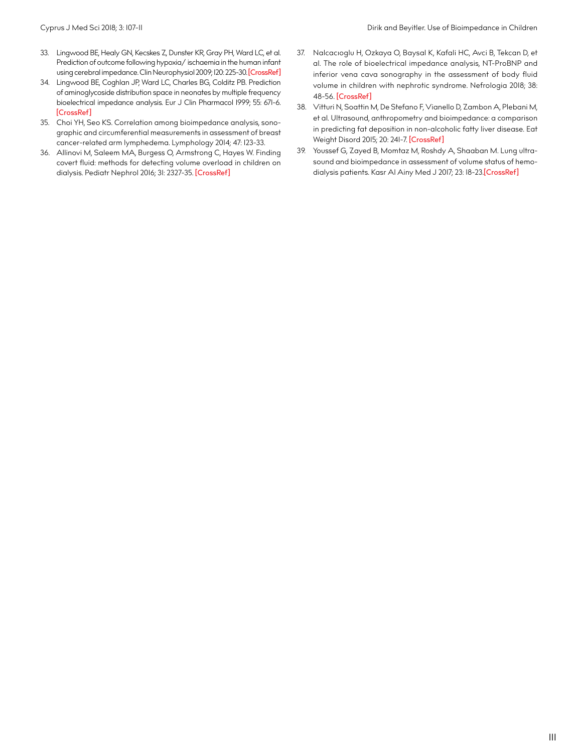33. Lingwood BE, Healy GN, Kecskes Z, Dunster KR, Gray PH, Ward LC, et al. Prediction of outcome following hypoxia/ ischaemia in the human infant using cerebral impedance. Clin Neurophysiol 2009; 120: 225-30. [CrossRef]
34. Lingwood BE, Coghlan JP, Ward LC, Charles BG, Colditz PB. Prediction of aminoglycoside distribution space in neonates by multiple frequency bioelectrical impedance analysis. Eur J Clin Pharmacol 1999; 55: 671-6. [CrossRef]
35. Choi YH, Seo KS. Correlation among bioimpedance analysis, sonographic and circumferential measurements in assessment of breast cancer-related arm lymphedema. Lymphology 2014; 47: 123-33.
36. Allinovi M, Saleem MA, Burgess O, Armstrong C, Hayes W. Finding covert fluid: methods for detecting volume overload in children on dialysis. Pediatr Nephrol 2016; 31: 2327-35. [CrossRef]
37. Nalcacıoglu H, Ozkaya O, Baysal K, Kafali HC, Avci B, Tekcan D, et al. The role of bioelectrical impedance analysis, NT-ProBNP and inferior vena cava sonography in the assessment of body fluid volume in children with nephrotic syndrome. Nefrologia 2018; 38: 48-56. [CrossRef]
38. Vitturi N, Soattin M, De Stefano F, Vianello D, Zambon A, Plebani M, et al. Ultrasound, anthropometry and bioimpedance: a comparison in predicting fat deposition in non-alcoholic fatty liver disease. Eat Weight Disord 2015; 20: 241-7. [CrossRef]
39. Youssef G, Zayed B, Momtaz M, Roshdy A, Shaaban M. Lung ultrasound and bioimpedance in assessment of volume status of hemodialysis patients. Kasr Al Ainy Med J 2017; 23: 18-23. [CrossRef]